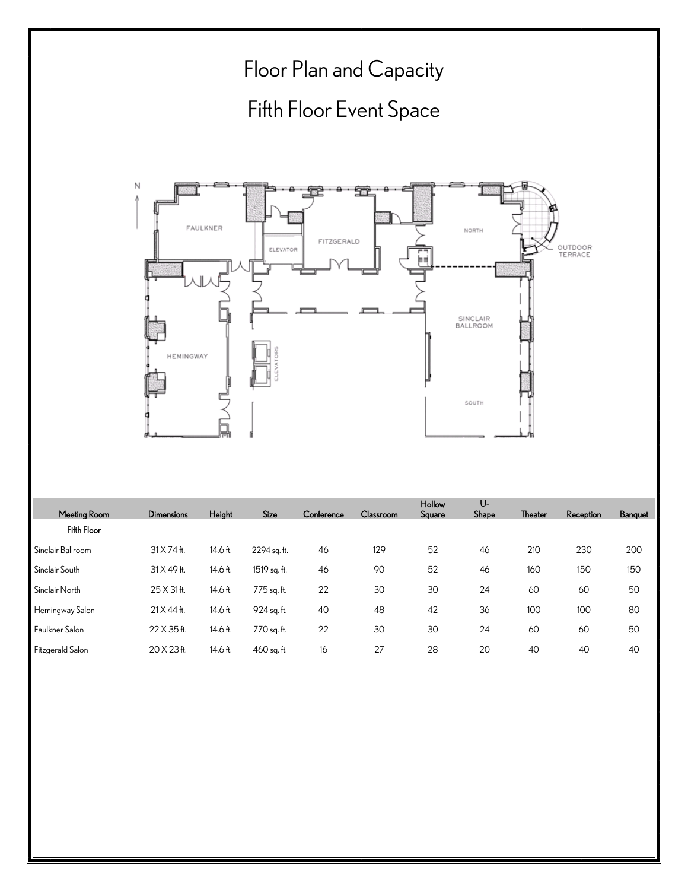# Floor Plan and Capacity

## Fifth Floor Event Space

| Meeting Room | Dimensions | Height | Size | Conference | Classroom | Hollow Square | U-Shape | Theater | Reception | Banquet |
|---|---|---|---|---|---|---|---|---|---|---|
| **Fifth Floor** | | | | | | | | | | |
| Sinclair Ballroom | 31 X 74 ft. | 14.6 ft. | 2294 sq. ft. | 46 | 129 | 52 | 46 | 210 | 230 | 200 |
| Sinclair South | 31 X 49 ft. | 14.6 ft. | 1519 sq. ft. | 46 | 90 | 52 | 46 | 160 | 150 | 150 |
| Sinclair North | 25 X 31 ft. | 14.6 ft. | 775 sq. ft. | 22 | 30 | 30 | 24 | 60 | 60 | 50 |
| Hemingway Salon | 21 X 44 ft. | 14.6 ft. | 924 sq. ft. | 40 | 48 | 42 | 36 | 100 | 100 | 80 |
| Faulkner Salon | 22 X 35 ft. | 14.6 ft. | 770 sq. ft. | 22 | 30 | 30 | 24 | 60 | 60 | 50 |
| Fitzgerald Salon | 20 X 23 ft. | 14.6 ft. | 460 sq. ft. | 16 | 27 | 28 | 20 | 40 | 40 | 40 |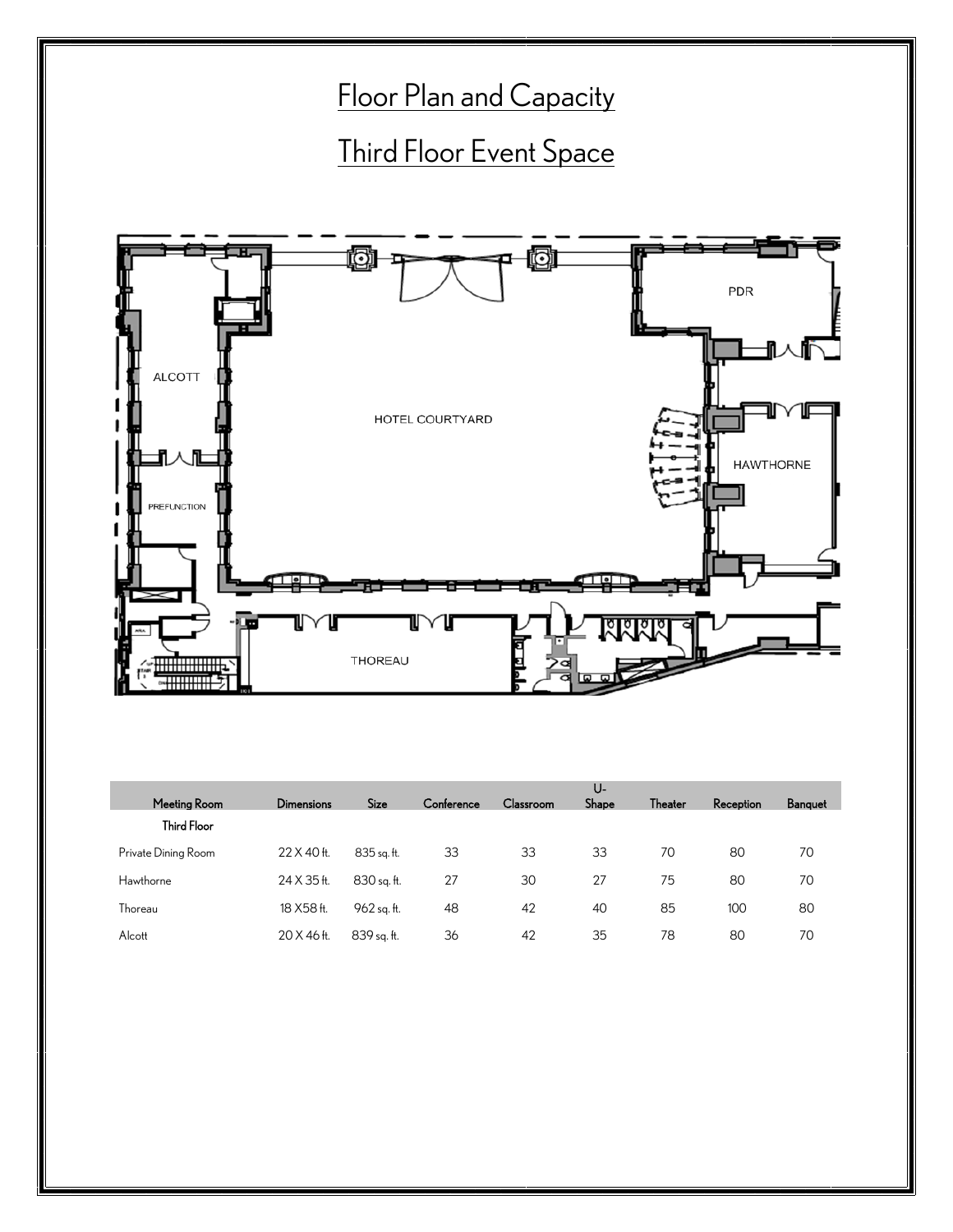# Floor Plan and Capacity

## Third Floor Event Space

ALCOTT

PREFUNCTION

HOTEL COURTYARD

PDR

HAWTHORNE

THOREAU

| Meeting Room | Dimensions | Size | Conference | Classroom | U-Shape | Theater | Reception | Banquet |
|---|---|---|---|---|---|---|---|---|
| **Third Floor** | | | | | | | | |
| Private Dining Room | 22 X 40 ft. | 835 sq. ft. | 33 | 33 | 33 | 70 | 80 | 70 |
| Hawthorne | 24 X 35 ft. | 830 sq. ft. | 27 | 30 | 27 | 75 | 80 | 70 |
| Thoreau | 18 X58 ft. | 962 sq. ft. | 48 | 42 | 40 | 85 | 100 | 80 |
| Alcott | 20 X 46 ft. | 839 sq. ft. | 36 | 42 | 35 | 78 | 80 | 70 |